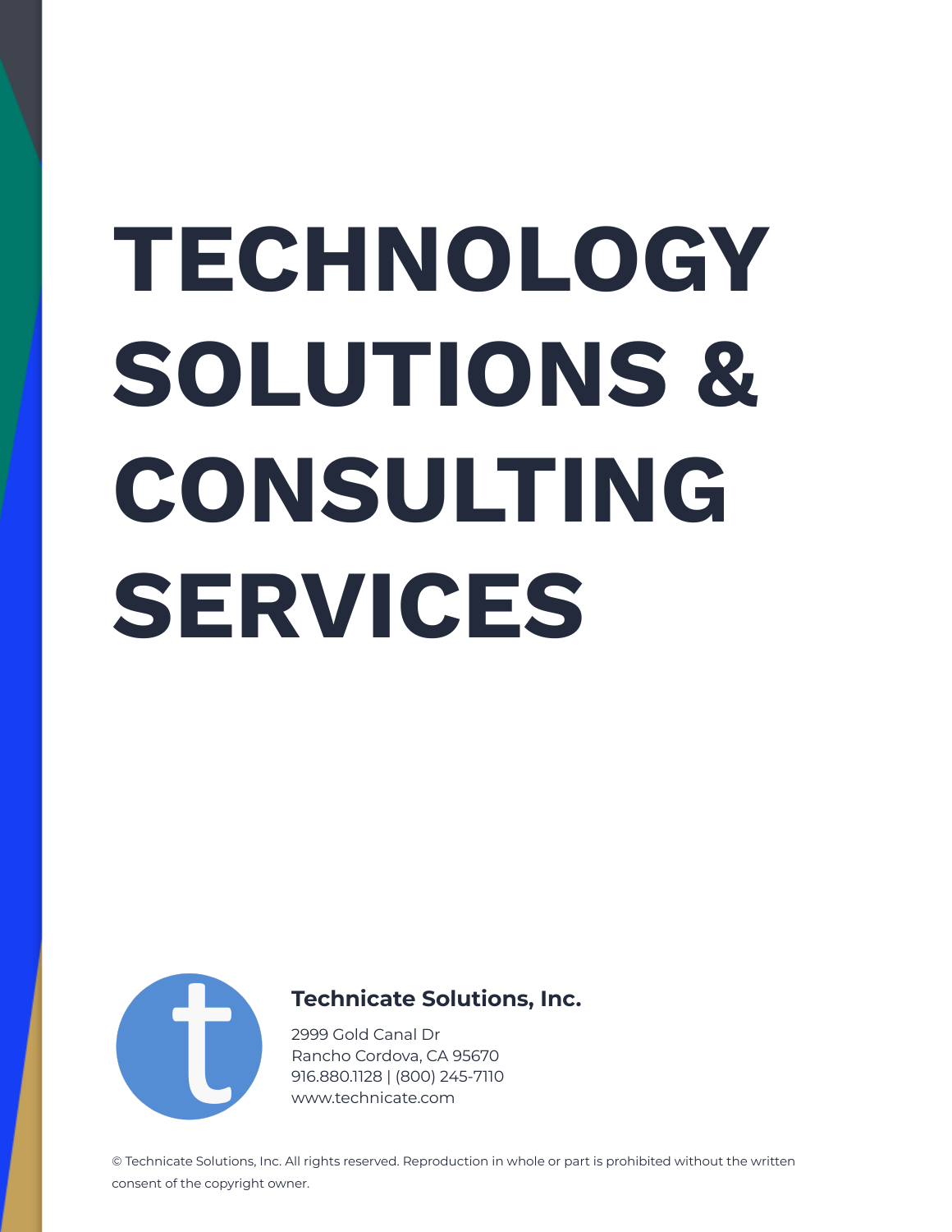# TECHNOLOGY SOLUTIONS & CONSULTING SERVICES

**Technicate Solutions, Inc.**

2999 Gold Canal Dr
Rancho Cordova, CA 95670
916.880.1128 | (800) 245-7110
www.technicate.com

© Technicate Solutions, Inc. All rights reserved. Reproduction in whole or part is prohibited without the written consent of the copyright owner.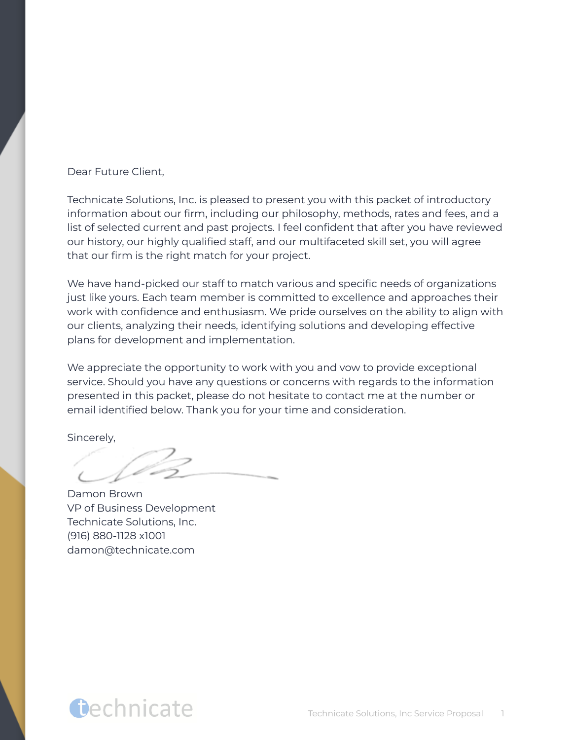Dear Future Client,

Technicate Solutions, Inc. is pleased to present you with this packet of introductory information about our firm, including our philosophy, methods, rates and fees, and a list of selected current and past projects. I feel confident that after you have reviewed our history, our highly qualified staff, and our multifaceted skill set, you will agree that our firm is the right match for your project.

We have hand-picked our staff to match various and specific needs of organizations just like yours. Each team member is committed to excellence and approaches their work with confidence and enthusiasm. We pride ourselves on the ability to align with our clients, analyzing their needs, identifying solutions and developing effective plans for development and implementation.

We appreciate the opportunity to work with you and vow to provide exceptional service. Should you have any questions or concerns with regards to the information presented in this packet, please do not hesitate to contact me at the number or email identified below. Thank you for your time and consideration.

Sincerely,

Damon Brown
VP of Business Development
Technicate Solutions, Inc.
(916) 880-1128 x1001
damon@technicate.com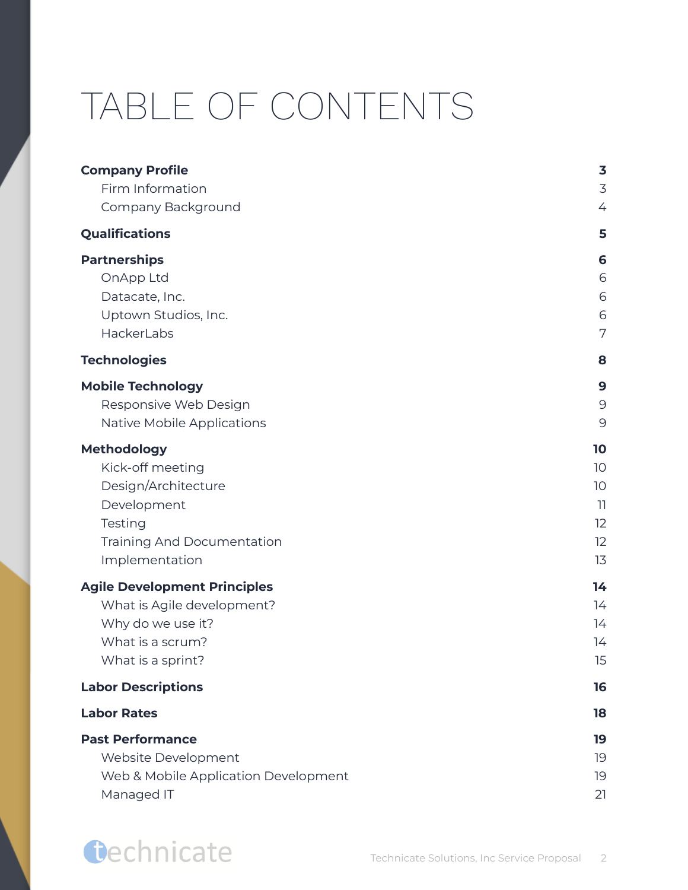# TABLE OF CONTENTS

| | |
|---|---|
| **Company Profile** | **3** |
| Firm Information | 3 |
| Company Background | 4 |
| **Qualifications** | **5** |
| **Partnerships** | **6** |
| OnApp Ltd | 6 |
| Datacate, Inc. | 6 |
| Uptown Studios, Inc. | 6 |
| HackerLabs | 7 |
| **Technologies** | **8** |
| **Mobile Technology** | **9** |
| Responsive Web Design | 9 |
| Native Mobile Applications | 9 |
| **Methodology** | **10** |
| Kick-off meeting | 10 |
| Design/Architecture | 10 |
| Development | 11 |
| Testing | 12 |
| Training And Documentation | 12 |
| Implementation | 13 |
| **Agile Development Principles** | **14** |
| What is Agile development? | 14 |
| Why do we use it? | 14 |
| What is a scrum? | 14 |
| What is a sprint? | 15 |
| **Labor Descriptions** | **16** |
| **Labor Rates** | **18** |
| **Past Performance** | **19** |
| Website Development | 19 |
| Web & Mobile Application Development | 19 |
| Managed IT | 21 |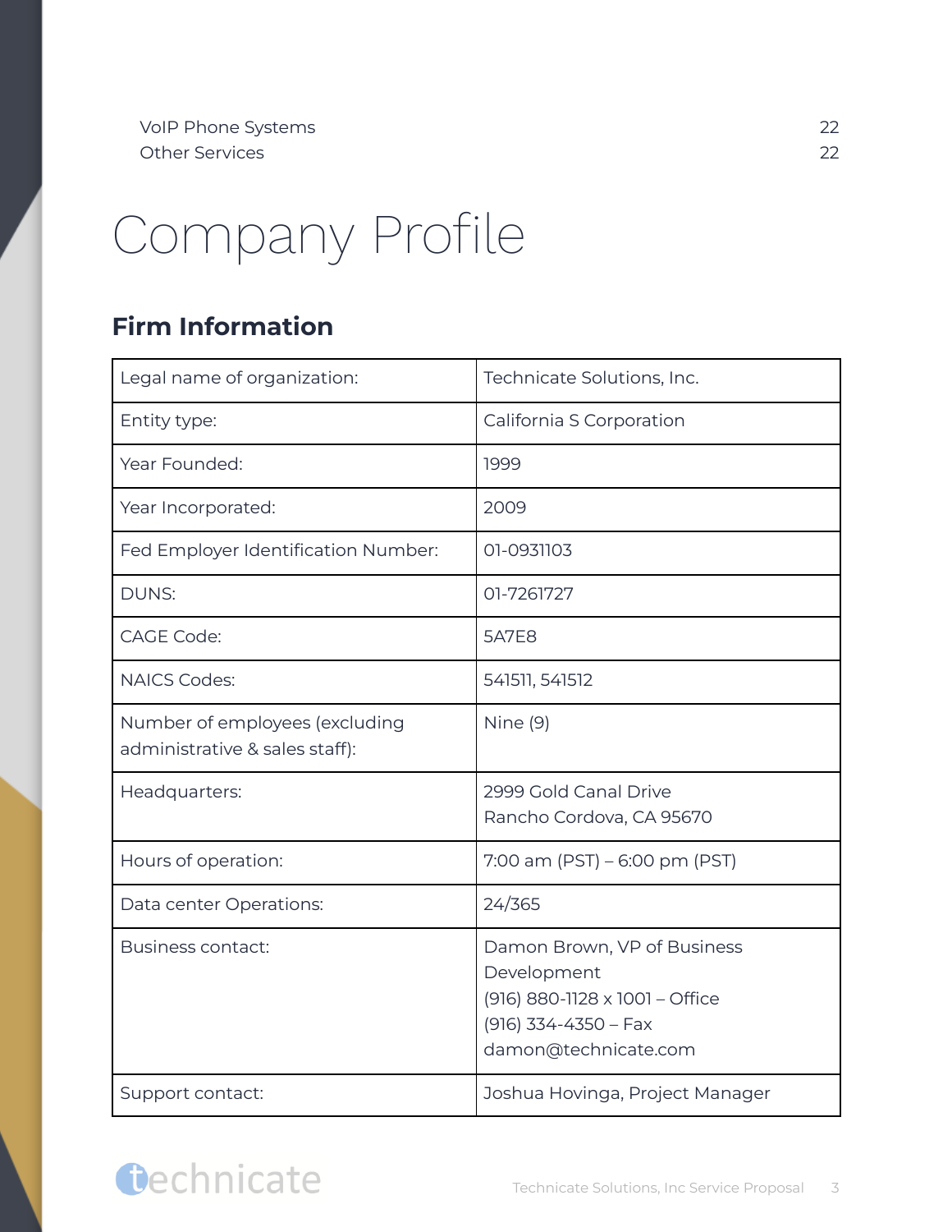VoIP Phone Systems 22
Other Services 22

# Company Profile

## Firm Information

| | |
|---|---|
| Legal name of organization: | Technicate Solutions, Inc. |
| Entity type: | California S Corporation |
| Year Founded: | 1999 |
| Year Incorporated: | 2009 |
| Fed Employer Identification Number: | 01-0931103 |
| DUNS: | 01-7261727 |
| CAGE Code: | 5A7E8 |
| NAICS Codes: | 541511, 541512 |
| Number of employees (excluding administrative & sales staff): | Nine (9) |
| Headquarters: | 2999 Gold Canal Drive<br>Rancho Cordova, CA 95670 |
| Hours of operation: | 7:00 am (PST) – 6:00 pm (PST) |
| Data center Operations: | 24/365 |
| Business contact: | Damon Brown, VP of Business Development<br>(916) 880-1128 x 1001 – Office<br>(916) 334-4350 – Fax<br>damon@technicate.com |
| Support contact: | Joshua Hovinga, Project Manager |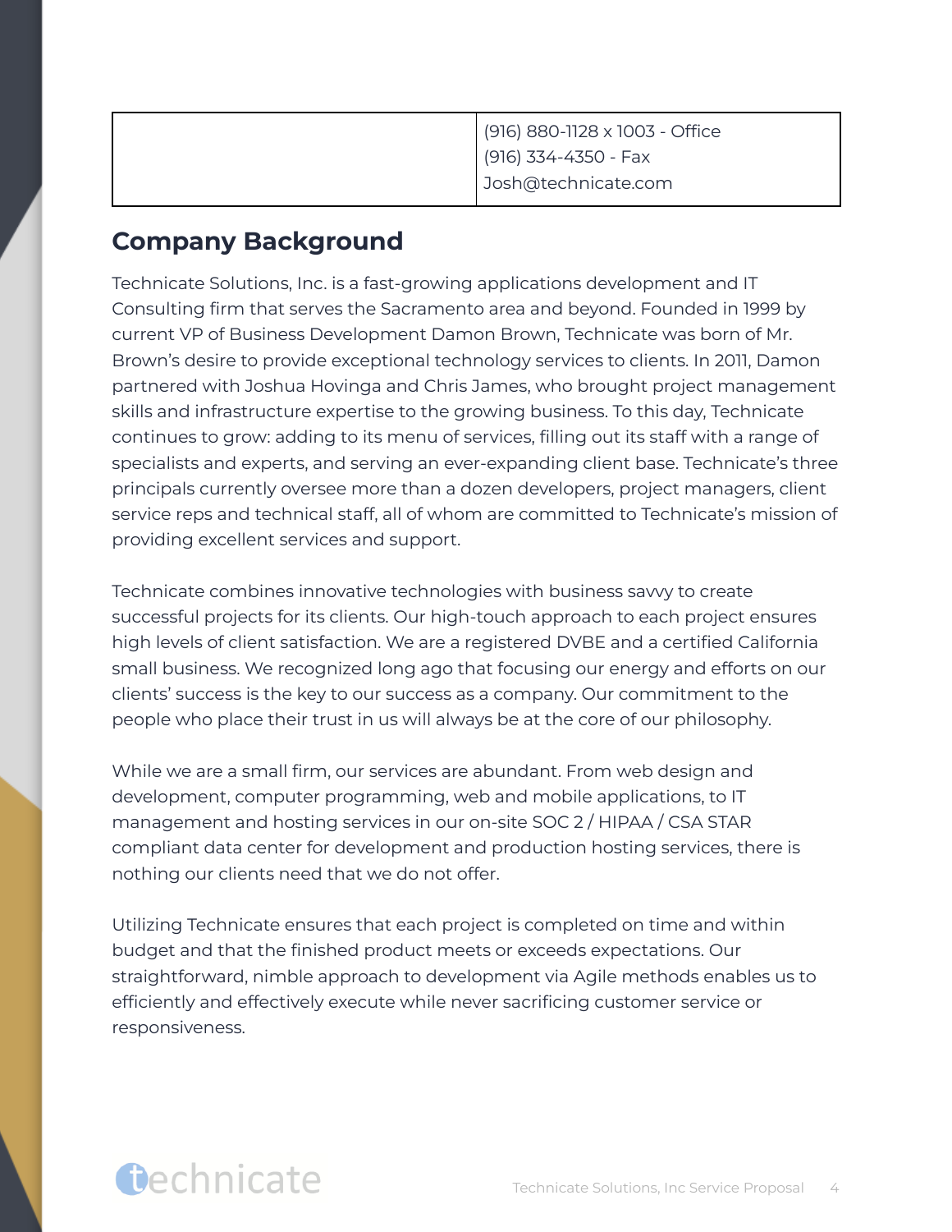| | (916) 880-1128 x 1003 - Office<br>(916) 334-4350 - Fax<br>Josh@technicate.com |
|---|---|

## Company Background

Technicate Solutions, Inc. is a fast-growing applications development and IT Consulting firm that serves the Sacramento area and beyond. Founded in 1999 by current VP of Business Development Damon Brown, Technicate was born of Mr. Brown's desire to provide exceptional technology services to clients. In 2011, Damon partnered with Joshua Hovinga and Chris James, who brought project management skills and infrastructure expertise to the growing business. To this day, Technicate continues to grow: adding to its menu of services, filling out its staff with a range of specialists and experts, and serving an ever-expanding client base. Technicate's three principals currently oversee more than a dozen developers, project managers, client service reps and technical staff, all of whom are committed to Technicate's mission of providing excellent services and support.

Technicate combines innovative technologies with business savvy to create successful projects for its clients. Our high-touch approach to each project ensures high levels of client satisfaction. We are a registered DVBE and a certified California small business. We recognized long ago that focusing our energy and efforts on our clients' success is the key to our success as a company. Our commitment to the people who place their trust in us will always be at the core of our philosophy.

While we are a small firm, our services are abundant. From web design and development, computer programming, web and mobile applications, to IT management and hosting services in our on-site SOC 2 / HIPAA / CSA STAR compliant data center for development and production hosting services, there is nothing our clients need that we do not offer.

Utilizing Technicate ensures that each project is completed on time and within budget and that the finished product meets or exceeds expectations. Our straightforward, nimble approach to development via Agile methods enables us to efficiently and effectively execute while never sacrificing customer service or responsiveness.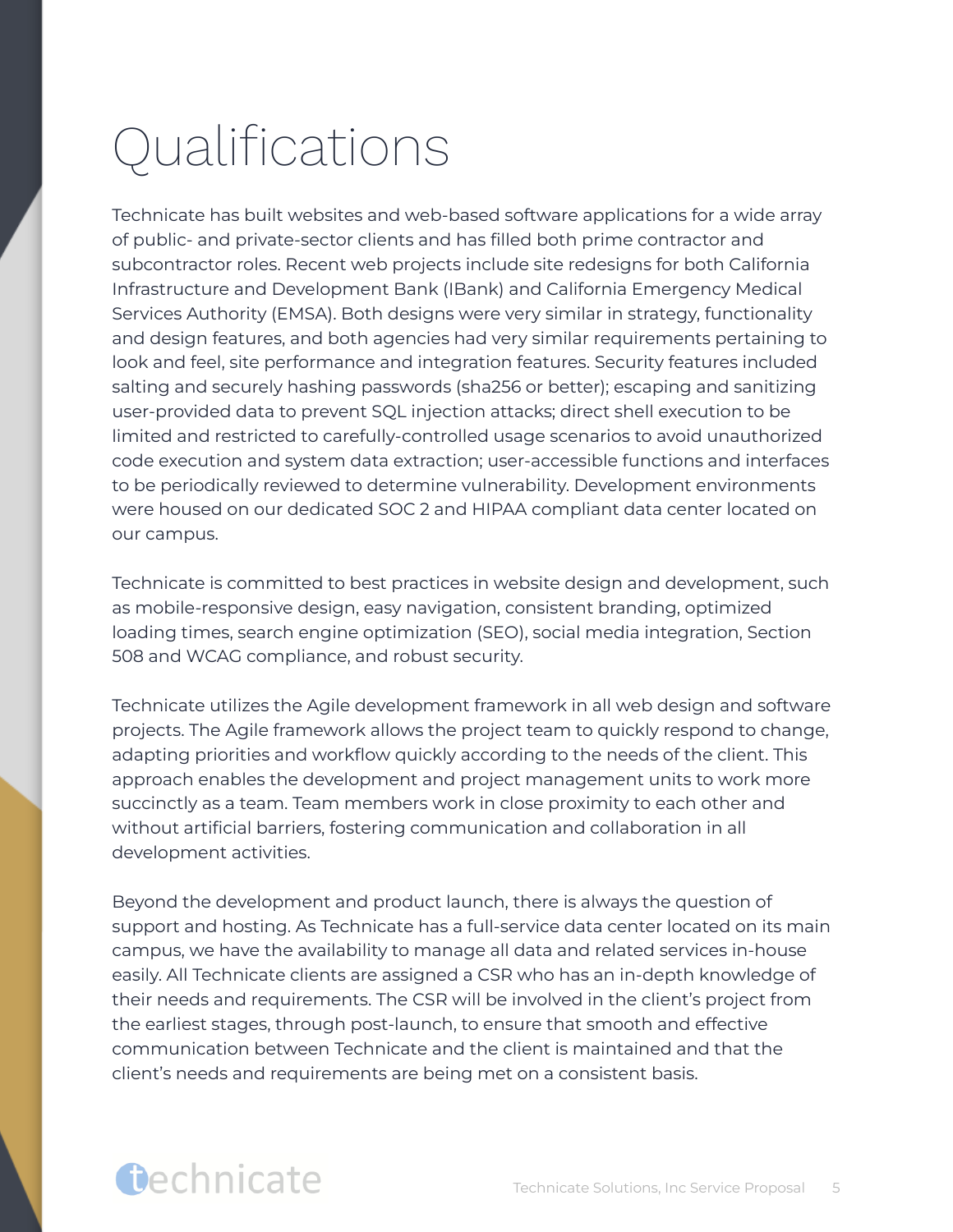# Qualifications

Technicate has built websites and web-based software applications for a wide array of public- and private-sector clients and has filled both prime contractor and subcontractor roles. Recent web projects include site redesigns for both California Infrastructure and Development Bank (IBank) and California Emergency Medical Services Authority (EMSA). Both designs were very similar in strategy, functionality and design features, and both agencies had very similar requirements pertaining to look and feel, site performance and integration features. Security features included salting and securely hashing passwords (sha256 or better); escaping and sanitizing user-provided data to prevent SQL injection attacks; direct shell execution to be limited and restricted to carefully-controlled usage scenarios to avoid unauthorized code execution and system data extraction; user-accessible functions and interfaces to be periodically reviewed to determine vulnerability. Development environments were housed on our dedicated SOC 2 and HIPAA compliant data center located on our campus.

Technicate is committed to best practices in website design and development, such as mobile-responsive design, easy navigation, consistent branding, optimized loading times, search engine optimization (SEO), social media integration, Section 508 and WCAG compliance, and robust security.

Technicate utilizes the Agile development framework in all web design and software projects. The Agile framework allows the project team to quickly respond to change, adapting priorities and workflow quickly according to the needs of the client. This approach enables the development and project management units to work more succinctly as a team. Team members work in close proximity to each other and without artificial barriers, fostering communication and collaboration in all development activities.

Beyond the development and product launch, there is always the question of support and hosting. As Technicate has a full-service data center located on its main campus, we have the availability to manage all data and related services in-house easily. All Technicate clients are assigned a CSR who has an in-depth knowledge of their needs and requirements. The CSR will be involved in the client's project from the earliest stages, through post-launch, to ensure that smooth and effective communication between Technicate and the client is maintained and that the client's needs and requirements are being met on a consistent basis.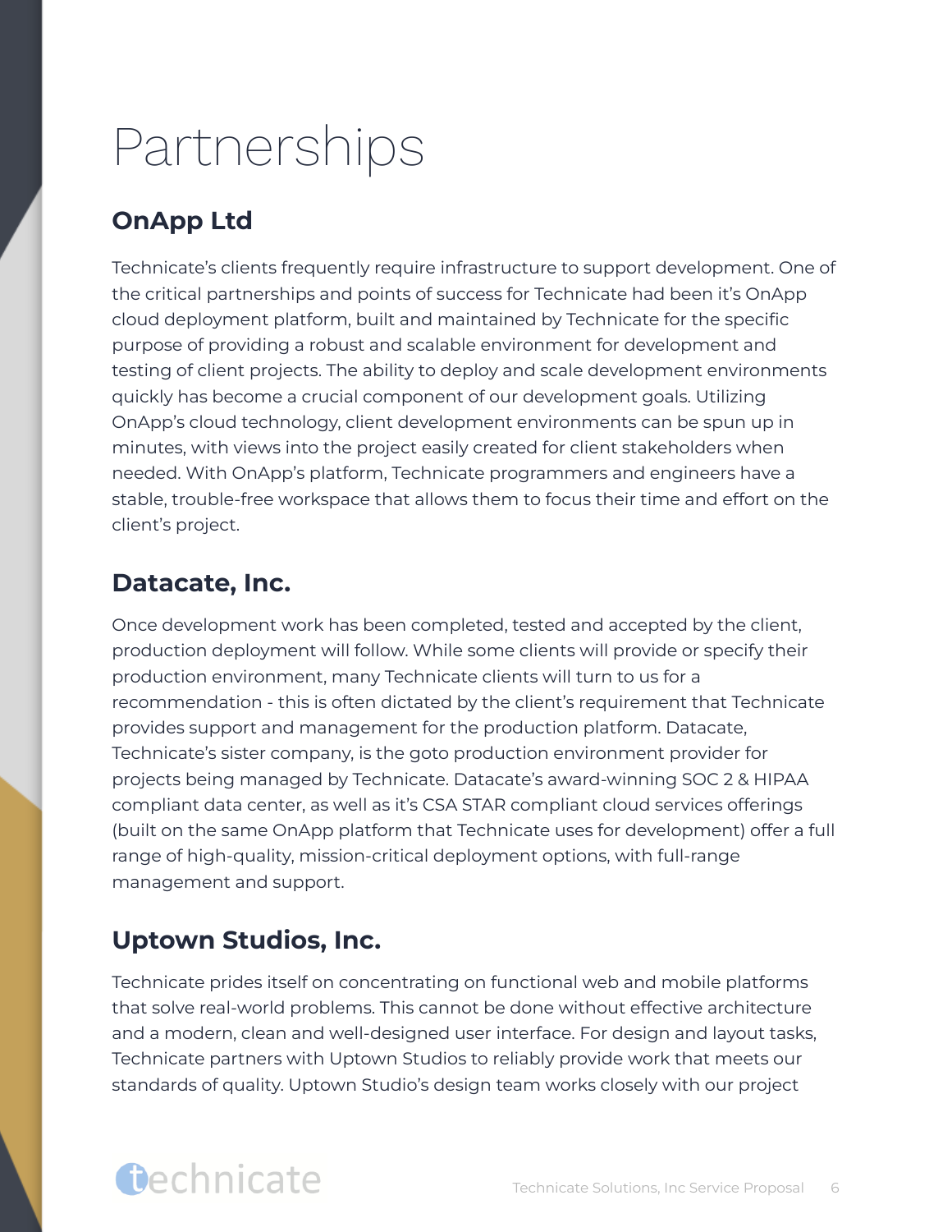# Partnerships

## OnApp Ltd

Technicate's clients frequently require infrastructure to support development. One of the critical partnerships and points of success for Technicate had been it's OnApp cloud deployment platform, built and maintained by Technicate for the specific purpose of providing a robust and scalable environment for development and testing of client projects. The ability to deploy and scale development environments quickly has become a crucial component of our development goals. Utilizing OnApp's cloud technology, client development environments can be spun up in minutes, with views into the project easily created for client stakeholders when needed. With OnApp's platform, Technicate programmers and engineers have a stable, trouble-free workspace that allows them to focus their time and effort on the client's project.

## Datacate, Inc.

Once development work has been completed, tested and accepted by the client, production deployment will follow. While some clients will provide or specify their production environment, many Technicate clients will turn to us for a recommendation - this is often dictated by the client's requirement that Technicate provides support and management for the production platform. Datacate, Technicate's sister company, is the goto production environment provider for projects being managed by Technicate. Datacate's award-winning SOC 2 & HIPAA compliant data center, as well as it's CSA STAR compliant cloud services offerings (built on the same OnApp platform that Technicate uses for development) offer a full range of high-quality, mission-critical deployment options, with full-range management and support.

## Uptown Studios, Inc.

Technicate prides itself on concentrating on functional web and mobile platforms that solve real-world problems. This cannot be done without effective architecture and a modern, clean and well-designed user interface. For design and layout tasks, Technicate partners with Uptown Studios to reliably provide work that meets our standards of quality. Uptown Studio's design team works closely with our project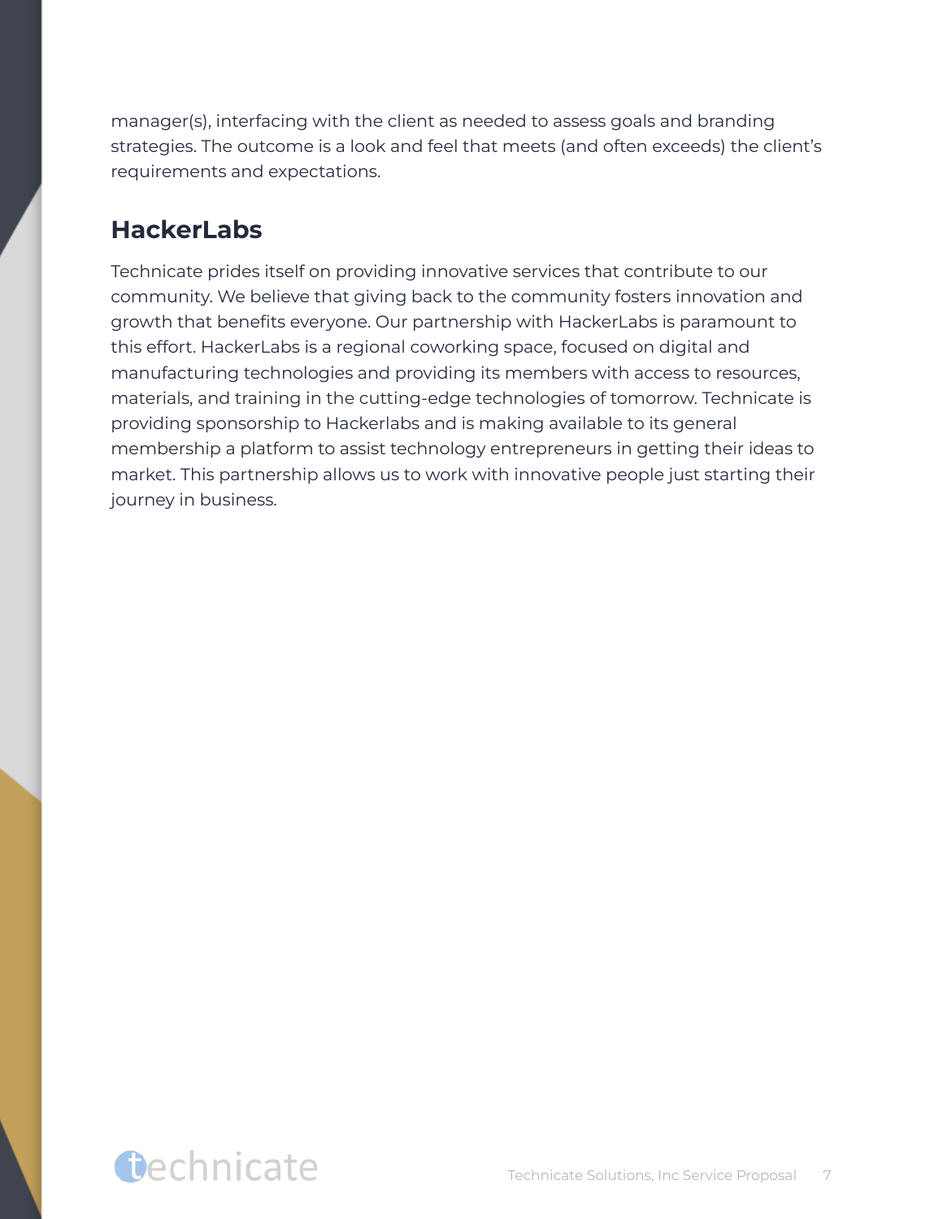manager(s), interfacing with the client as needed to assess goals and branding strategies. The outcome is a look and feel that meets (and often exceeds) the client's requirements and expectations.

## HackerLabs

Technicate prides itself on providing innovative services that contribute to our community. We believe that giving back to the community fosters innovation and growth that benefits everyone. Our partnership with HackerLabs is paramount to this effort. HackerLabs is a regional coworking space, focused on digital and manufacturing technologies and providing its members with access to resources, materials, and training in the cutting-edge technologies of tomorrow. Technicate is providing sponsorship to Hackerlabs and is making available to its general membership a platform to assist technology entrepreneurs in getting their ideas to market. This partnership allows us to work with innovative people just starting their journey in business.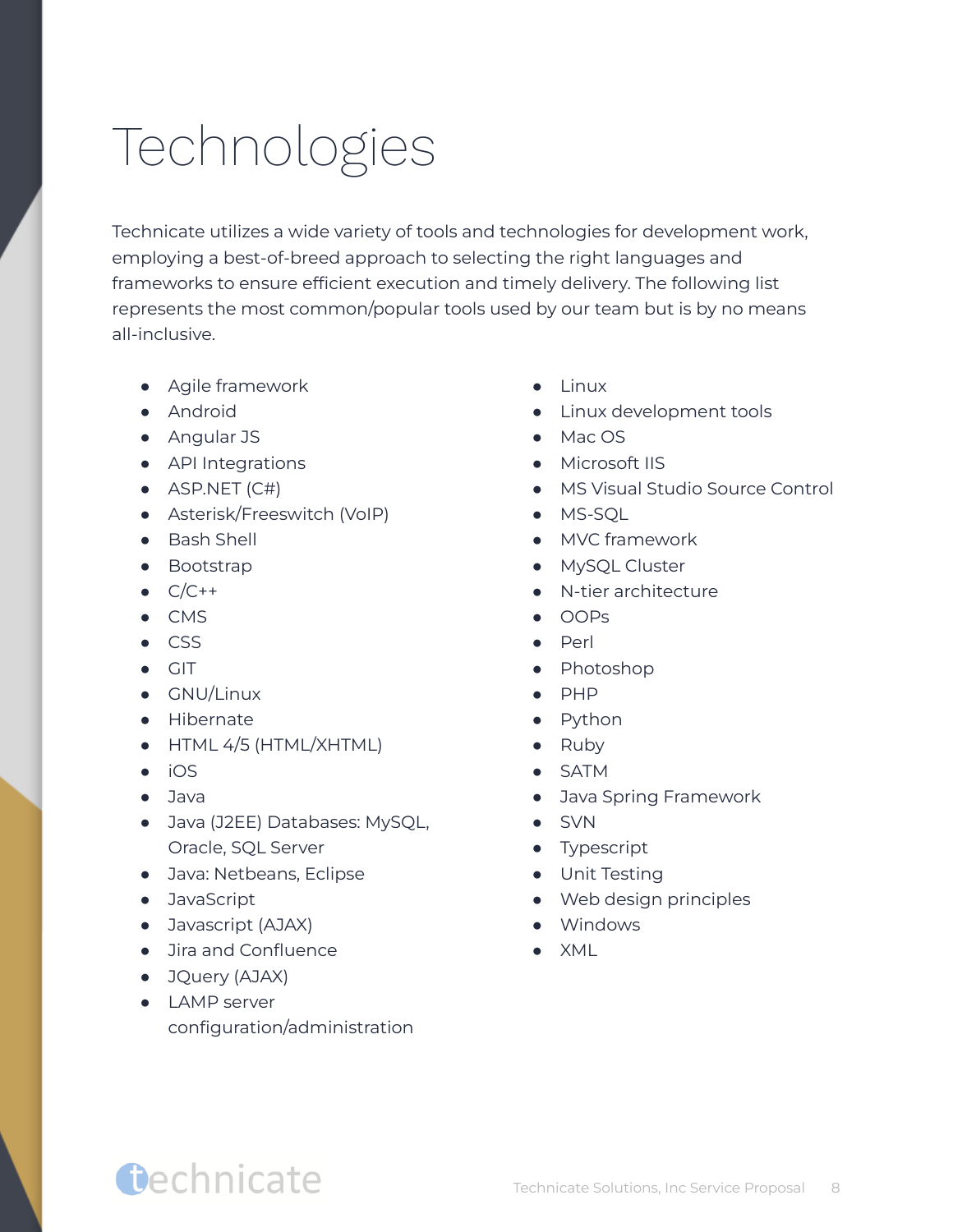# Technologies

Technicate utilizes a wide variety of tools and technologies for development work, employing a best-of-breed approach to selecting the right languages and frameworks to ensure efficient execution and timely delivery. The following list represents the most common/popular tools used by our team but is by no means all-inclusive.

- Agile framework
- Android
- Angular JS
- API Integrations
- ASP.NET (C#)
- Asterisk/Freeswitch (VoIP)
- Bash Shell
- Bootstrap
- C/C++
- CMS
- CSS
- GIT
- GNU/Linux
- Hibernate
- HTML 4/5 (HTML/XHTML)
- iOS
- Java
- Java (J2EE) Databases: MySQL, Oracle, SQL Server
- Java: Netbeans, Eclipse
- JavaScript
- Javascript (AJAX)
- Jira and Confluence
- JQuery (AJAX)
- LAMP server configuration/administration
- Linux
- Linux development tools
- Mac OS
- Microsoft IIS
- MS Visual Studio Source Control
- MS-SQL
- MVC framework
- MySQL Cluster
- N-tier architecture
- OOPs
- Perl
- Photoshop
- PHP
- Python
- Ruby
- SATM
- Java Spring Framework
- SVN
- Typescript
- Unit Testing
- Web design principles
- Windows
- XML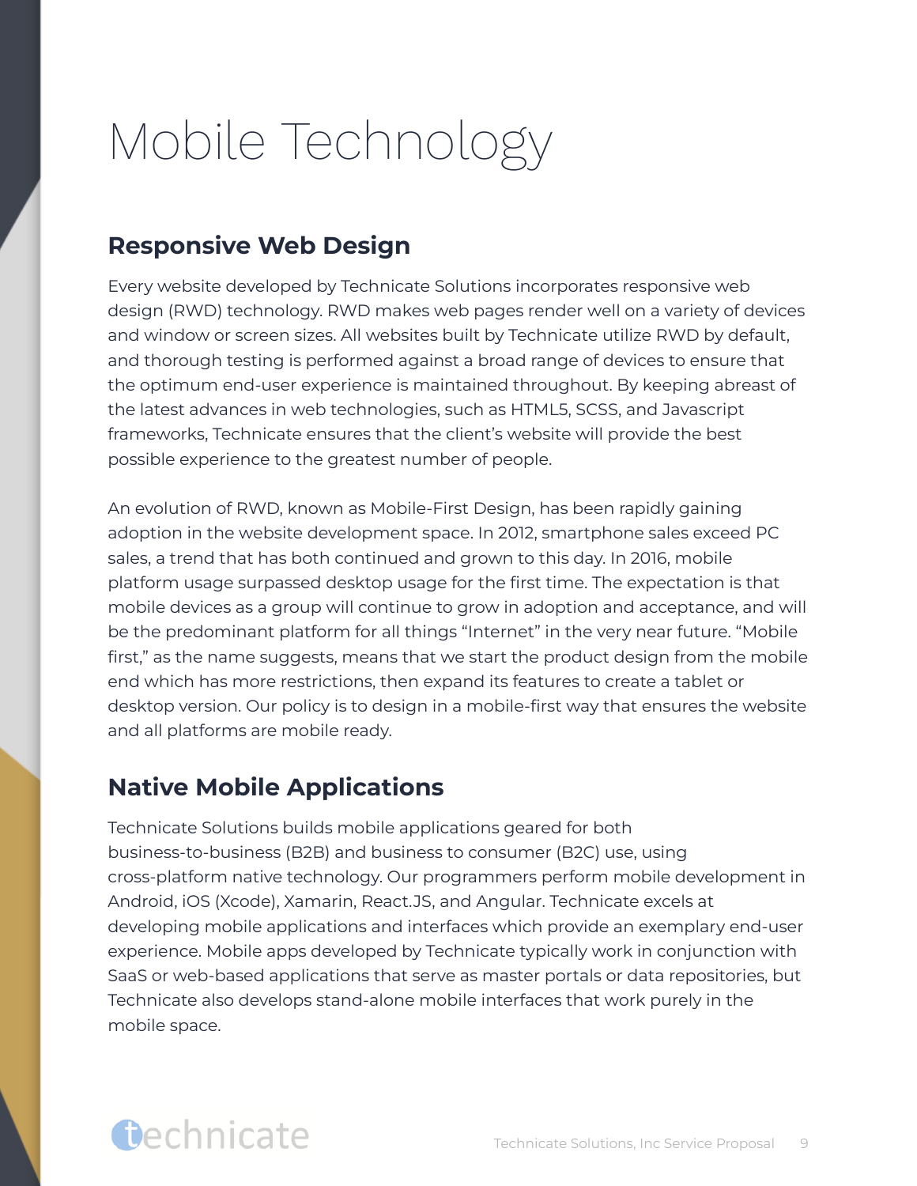# Mobile Technology

## Responsive Web Design

Every website developed by Technicate Solutions incorporates responsive web design (RWD) technology. RWD makes web pages render well on a variety of devices and window or screen sizes. All websites built by Technicate utilize RWD by default, and thorough testing is performed against a broad range of devices to ensure that the optimum end-user experience is maintained throughout. By keeping abreast of the latest advances in web technologies, such as HTML5, SCSS, and Javascript frameworks, Technicate ensures that the client's website will provide the best possible experience to the greatest number of people.

An evolution of RWD, known as Mobile-First Design, has been rapidly gaining adoption in the website development space. In 2012, smartphone sales exceed PC sales, a trend that has both continued and grown to this day. In 2016, mobile platform usage surpassed desktop usage for the first time. The expectation is that mobile devices as a group will continue to grow in adoption and acceptance, and will be the predominant platform for all things "Internet" in the very near future. "Mobile first," as the name suggests, means that we start the product design from the mobile end which has more restrictions, then expand its features to create a tablet or desktop version. Our policy is to design in a mobile-first way that ensures the website and all platforms are mobile ready.

## Native Mobile Applications

Technicate Solutions builds mobile applications geared for both business-to-business (B2B) and business to consumer (B2C) use, using cross-platform native technology. Our programmers perform mobile development in Android, iOS (Xcode), Xamarin, React.JS, and Angular. Technicate excels at developing mobile applications and interfaces which provide an exemplary end-user experience. Mobile apps developed by Technicate typically work in conjunction with SaaS or web-based applications that serve as master portals or data repositories, but Technicate also develops stand-alone mobile interfaces that work purely in the mobile space.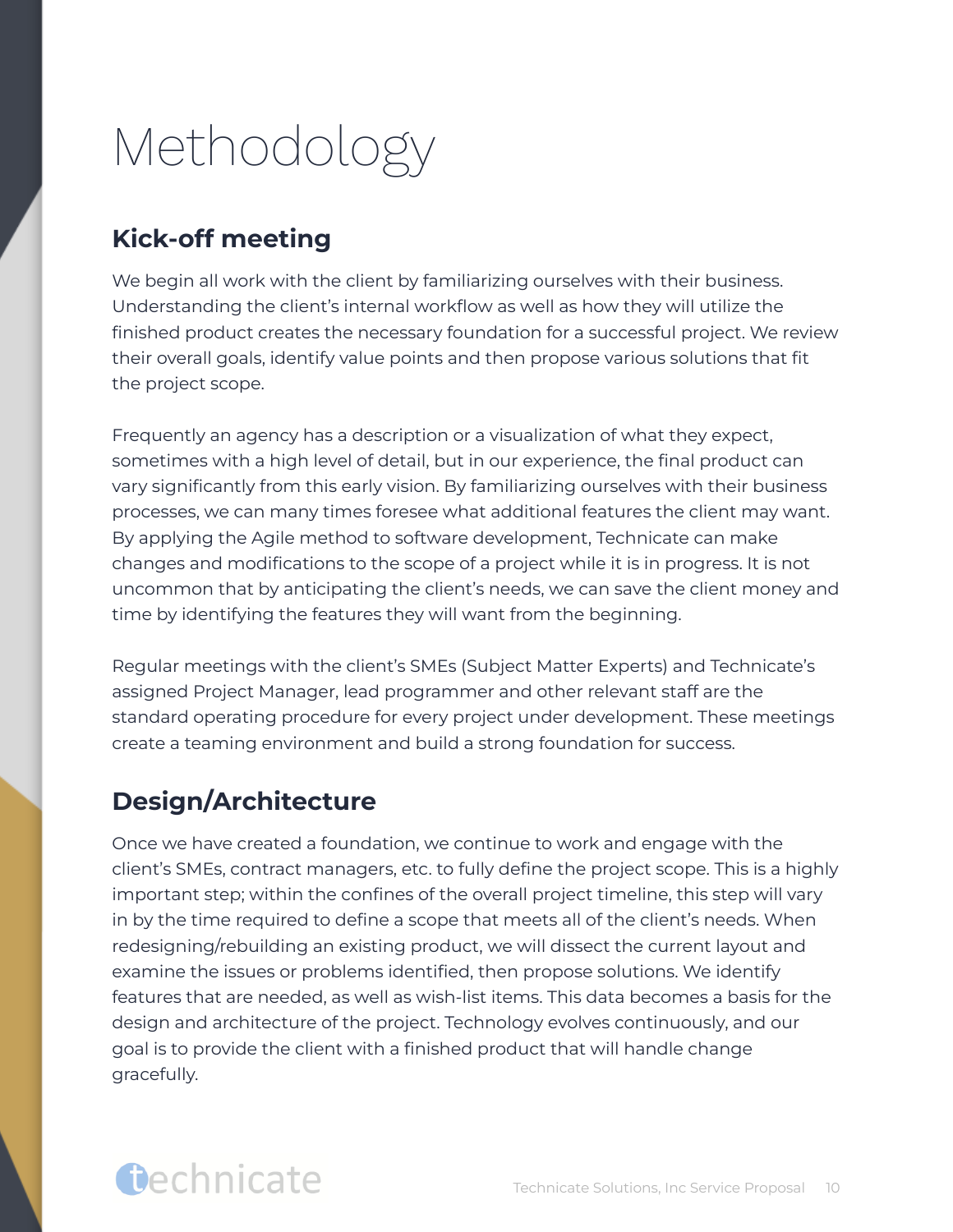# Methodology

## Kick-off meeting

We begin all work with the client by familiarizing ourselves with their business. Understanding the client's internal workflow as well as how they will utilize the finished product creates the necessary foundation for a successful project. We review their overall goals, identify value points and then propose various solutions that fit the project scope.

Frequently an agency has a description or a visualization of what they expect, sometimes with a high level of detail, but in our experience, the final product can vary significantly from this early vision. By familiarizing ourselves with their business processes, we can many times foresee what additional features the client may want. By applying the Agile method to software development, Technicate can make changes and modifications to the scope of a project while it is in progress. It is not uncommon that by anticipating the client's needs, we can save the client money and time by identifying the features they will want from the beginning.

Regular meetings with the client's SMEs (Subject Matter Experts) and Technicate's assigned Project Manager, lead programmer and other relevant staff are the standard operating procedure for every project under development. These meetings create a teaming environment and build a strong foundation for success.

## Design/Architecture

Once we have created a foundation, we continue to work and engage with the client's SMEs, contract managers, etc. to fully define the project scope. This is a highly important step; within the confines of the overall project timeline, this step will vary in by the time required to define a scope that meets all of the client's needs. When redesigning/rebuilding an existing product, we will dissect the current layout and examine the issues or problems identified, then propose solutions. We identify features that are needed, as well as wish-list items. This data becomes a basis for the design and architecture of the project. Technology evolves continuously, and our goal is to provide the client with a finished product that will handle change gracefully.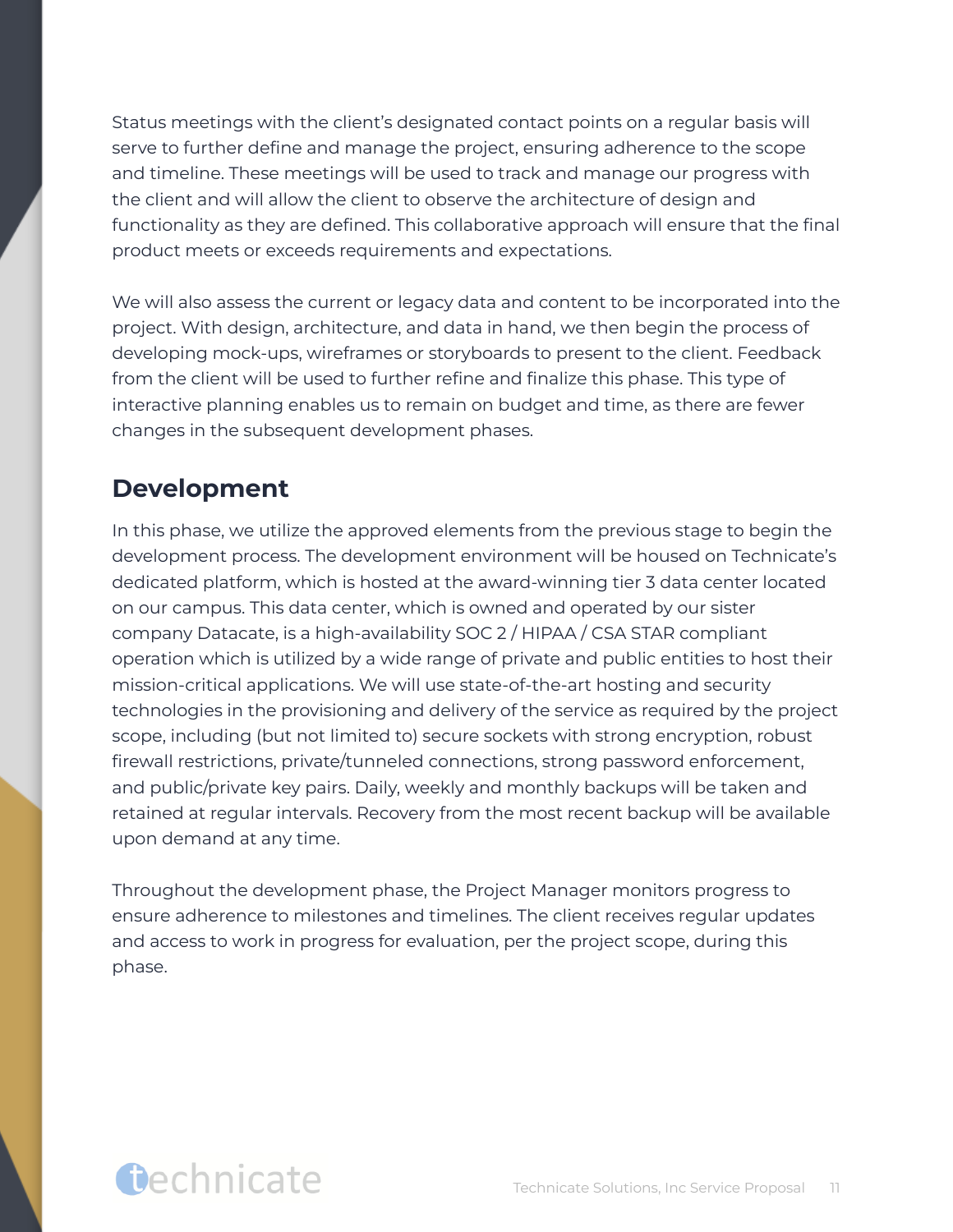Status meetings with the client's designated contact points on a regular basis will serve to further define and manage the project, ensuring adherence to the scope and timeline. These meetings will be used to track and manage our progress with the client and will allow the client to observe the architecture of design and functionality as they are defined. This collaborative approach will ensure that the final product meets or exceeds requirements and expectations.

We will also assess the current or legacy data and content to be incorporated into the project. With design, architecture, and data in hand, we then begin the process of developing mock-ups, wireframes or storyboards to present to the client. Feedback from the client will be used to further refine and finalize this phase. This type of interactive planning enables us to remain on budget and time, as there are fewer changes in the subsequent development phases.

## Development

In this phase, we utilize the approved elements from the previous stage to begin the development process. The development environment will be housed on Technicate's dedicated platform, which is hosted at the award-winning tier 3 data center located on our campus. This data center, which is owned and operated by our sister company Datacate, is a high-availability SOC 2 / HIPAA / CSA STAR compliant operation which is utilized by a wide range of private and public entities to host their mission-critical applications. We will use state-of-the-art hosting and security technologies in the provisioning and delivery of the service as required by the project scope, including (but not limited to) secure sockets with strong encryption, robust firewall restrictions, private/tunneled connections, strong password enforcement, and public/private key pairs. Daily, weekly and monthly backups will be taken and retained at regular intervals. Recovery from the most recent backup will be available upon demand at any time.

Throughout the development phase, the Project Manager monitors progress to ensure adherence to milestones and timelines. The client receives regular updates and access to work in progress for evaluation, per the project scope, during this phase.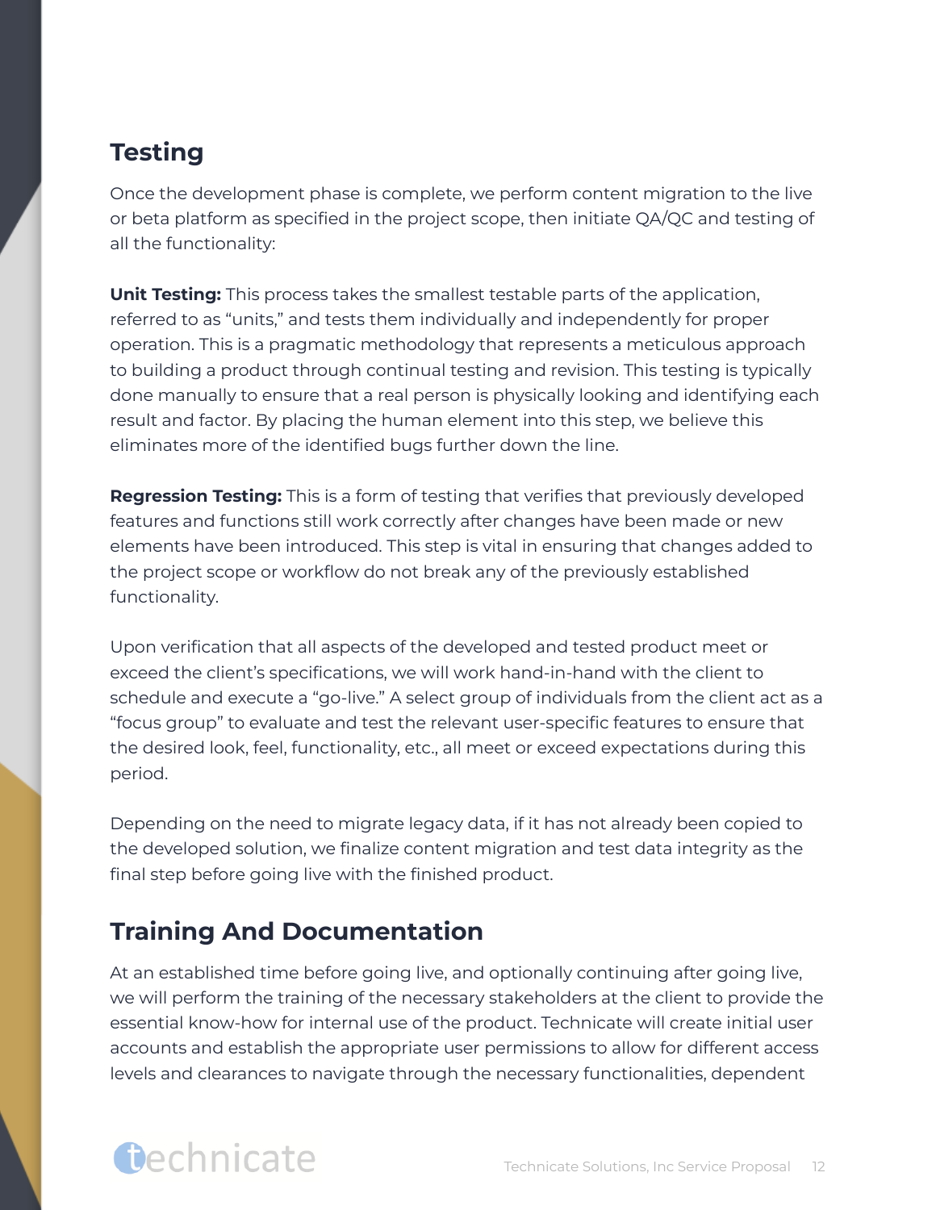## Testing

Once the development phase is complete, we perform content migration to the live or beta platform as specified in the project scope, then initiate QA/QC and testing of all the functionality:

**Unit Testing:** This process takes the smallest testable parts of the application, referred to as "units," and tests them individually and independently for proper operation. This is a pragmatic methodology that represents a meticulous approach to building a product through continual testing and revision. This testing is typically done manually to ensure that a real person is physically looking and identifying each result and factor. By placing the human element into this step, we believe this eliminates more of the identified bugs further down the line.

**Regression Testing:** This is a form of testing that verifies that previously developed features and functions still work correctly after changes have been made or new elements have been introduced. This step is vital in ensuring that changes added to the project scope or workflow do not break any of the previously established functionality.

Upon verification that all aspects of the developed and tested product meet or exceed the client's specifications, we will work hand-in-hand with the client to schedule and execute a "go-live." A select group of individuals from the client act as a "focus group" to evaluate and test the relevant user-specific features to ensure that the desired look, feel, functionality, etc., all meet or exceed expectations during this period.

Depending on the need to migrate legacy data, if it has not already been copied to the developed solution, we finalize content migration and test data integrity as the final step before going live with the finished product.

## Training And Documentation

At an established time before going live, and optionally continuing after going live, we will perform the training of the necessary stakeholders at the client to provide the essential know-how for internal use of the product. Technicate will create initial user accounts and establish the appropriate user permissions to allow for different access levels and clearances to navigate through the necessary functionalities, dependent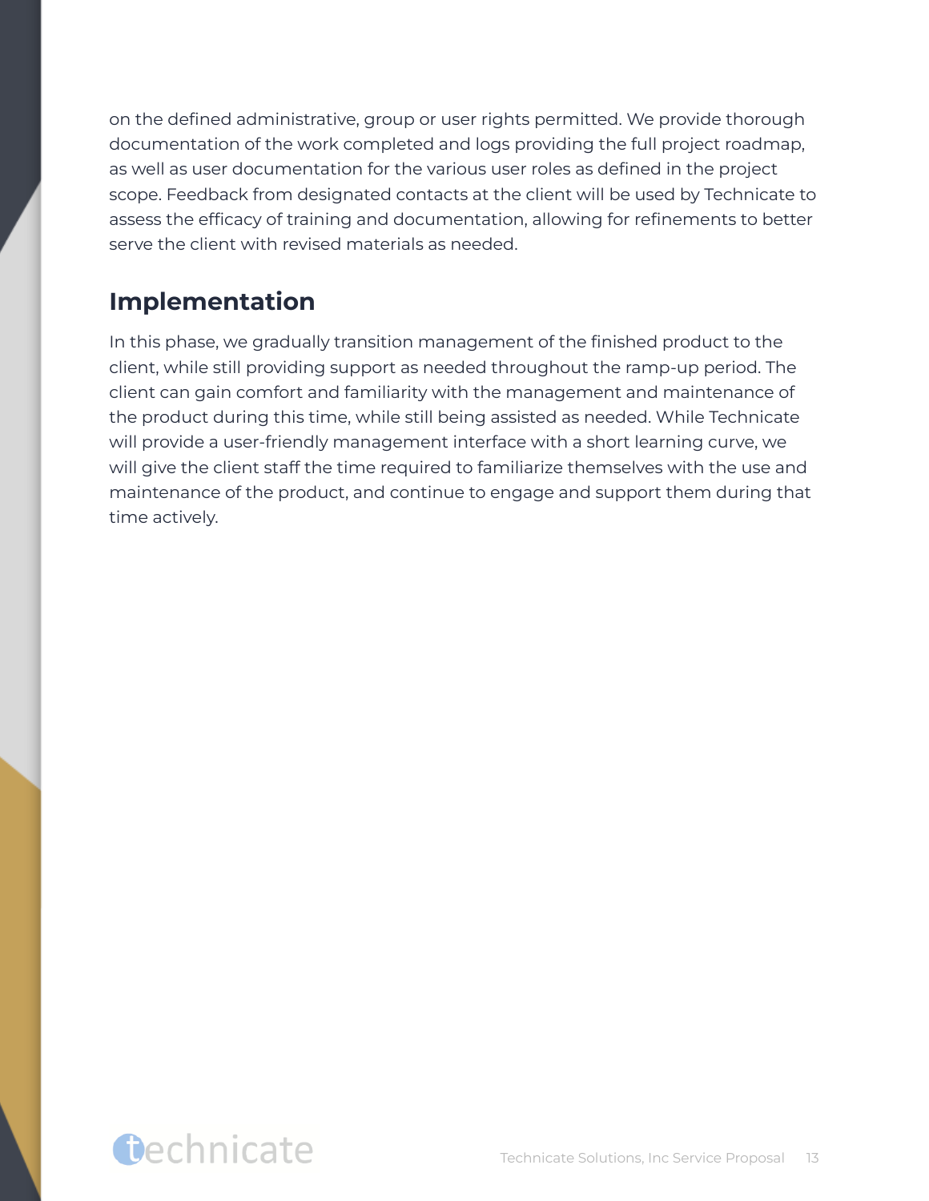on the defined administrative, group or user rights permitted. We provide thorough documentation of the work completed and logs providing the full project roadmap, as well as user documentation for the various user roles as defined in the project scope. Feedback from designated contacts at the client will be used by Technicate to assess the efficacy of training and documentation, allowing for refinements to better serve the client with revised materials as needed.

## Implementation

In this phase, we gradually transition management of the finished product to the client, while still providing support as needed throughout the ramp-up period. The client can gain comfort and familiarity with the management and maintenance of the product during this time, while still being assisted as needed. While Technicate will provide a user-friendly management interface with a short learning curve, we will give the client staff the time required to familiarize themselves with the use and maintenance of the product, and continue to engage and support them during that time actively.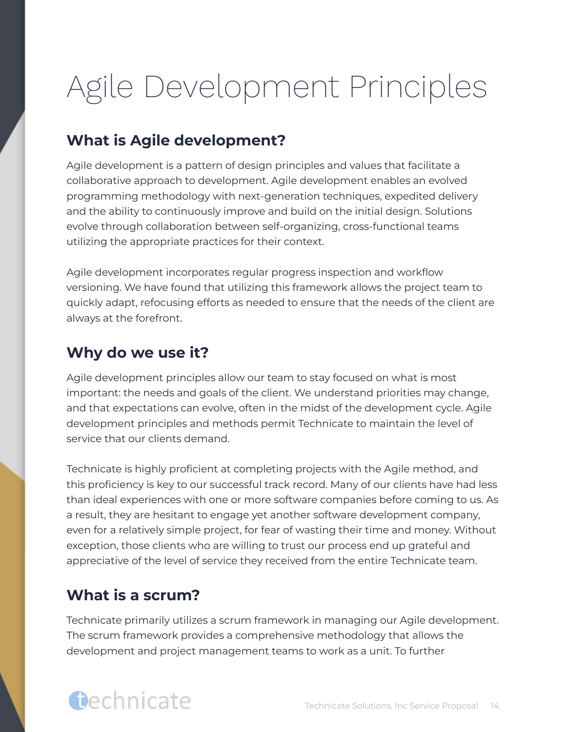# Agile Development Principles

## What is Agile development?

Agile development is a pattern of design principles and values that facilitate a collaborative approach to development. Agile development enables an evolved programming methodology with next-generation techniques, expedited delivery and the ability to continuously improve and build on the initial design. Solutions evolve through collaboration between self-organizing, cross-functional teams utilizing the appropriate practices for their context.

Agile development incorporates regular progress inspection and workflow versioning. We have found that utilizing this framework allows the project team to quickly adapt, refocusing efforts as needed to ensure that the needs of the client are always at the forefront.

## Why do we use it?

Agile development principles allow our team to stay focused on what is most important: the needs and goals of the client. We understand priorities may change, and that expectations can evolve, often in the midst of the development cycle. Agile development principles and methods permit Technicate to maintain the level of service that our clients demand.

Technicate is highly proficient at completing projects with the Agile method, and this proficiency is key to our successful track record. Many of our clients have had less than ideal experiences with one or more software companies before coming to us. As a result, they are hesitant to engage yet another software development company, even for a relatively simple project, for fear of wasting their time and money. Without exception, those clients who are willing to trust our process end up grateful and appreciative of the level of service they received from the entire Technicate team.

## What is a scrum?

Technicate primarily utilizes a scrum framework in managing our Agile development. The scrum framework provides a comprehensive methodology that allows the development and project management teams to work as a unit. To further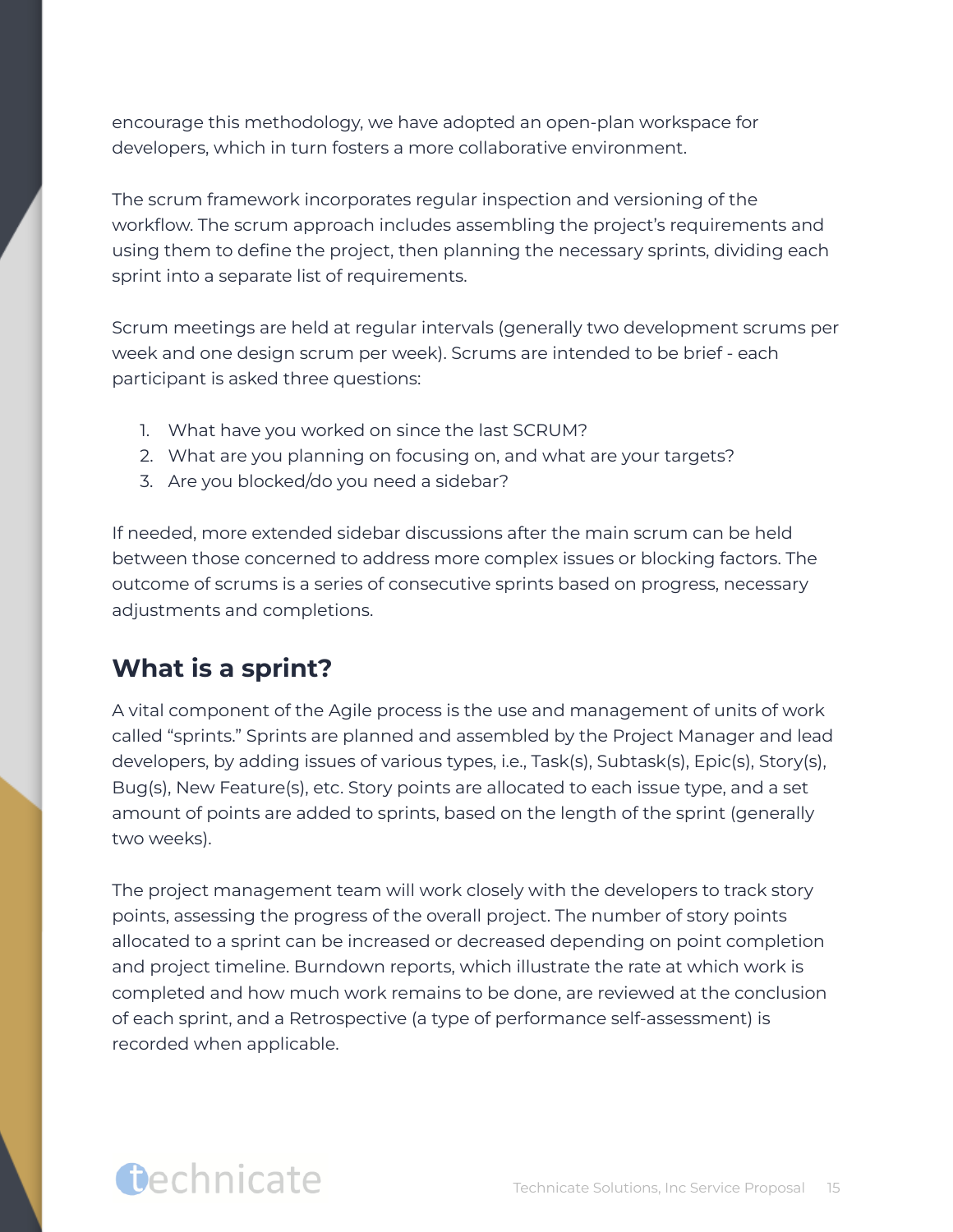encourage this methodology, we have adopted an open-plan workspace for developers, which in turn fosters a more collaborative environment.

The scrum framework incorporates regular inspection and versioning of the workflow. The scrum approach includes assembling the project's requirements and using them to define the project, then planning the necessary sprints, dividing each sprint into a separate list of requirements.

Scrum meetings are held at regular intervals (generally two development scrums per week and one design scrum per week). Scrums are intended to be brief - each participant is asked three questions:

1. What have you worked on since the last SCRUM?
2. What are you planning on focusing on, and what are your targets?
3. Are you blocked/do you need a sidebar?

If needed, more extended sidebar discussions after the main scrum can be held between those concerned to address more complex issues or blocking factors. The outcome of scrums is a series of consecutive sprints based on progress, necessary adjustments and completions.

## What is a sprint?

A vital component of the Agile process is the use and management of units of work called "sprints." Sprints are planned and assembled by the Project Manager and lead developers, by adding issues of various types, i.e., Task(s), Subtask(s), Epic(s), Story(s), Bug(s), New Feature(s), etc. Story points are allocated to each issue type, and a set amount of points are added to sprints, based on the length of the sprint (generally two weeks).

The project management team will work closely with the developers to track story points, assessing the progress of the overall project. The number of story points allocated to a sprint can be increased or decreased depending on point completion and project timeline. Burndown reports, which illustrate the rate at which work is completed and how much work remains to be done, are reviewed at the conclusion of each sprint, and a Retrospective (a type of performance self-assessment) is recorded when applicable.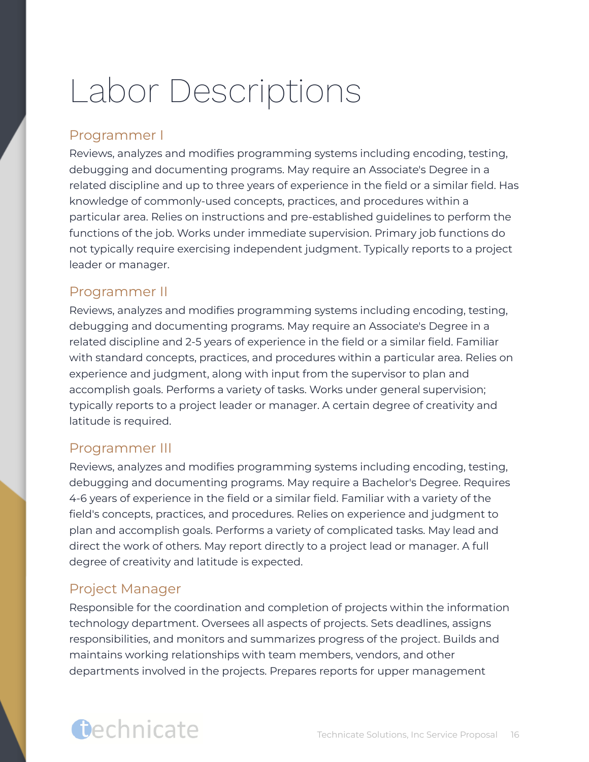# Labor Descriptions

## Programmer I

Reviews, analyzes and modifies programming systems including encoding, testing, debugging and documenting programs. May require an Associate's Degree in a related discipline and up to three years of experience in the field or a similar field. Has knowledge of commonly-used concepts, practices, and procedures within a particular area. Relies on instructions and pre-established guidelines to perform the functions of the job. Works under immediate supervision. Primary job functions do not typically require exercising independent judgment. Typically reports to a project leader or manager.

## Programmer II

Reviews, analyzes and modifies programming systems including encoding, testing, debugging and documenting programs. May require an Associate's Degree in a related discipline and 2-5 years of experience in the field or a similar field. Familiar with standard concepts, practices, and procedures within a particular area. Relies on experience and judgment, along with input from the supervisor to plan and accomplish goals. Performs a variety of tasks. Works under general supervision; typically reports to a project leader or manager. A certain degree of creativity and latitude is required.

## Programmer III

Reviews, analyzes and modifies programming systems including encoding, testing, debugging and documenting programs. May require a Bachelor's Degree. Requires 4-6 years of experience in the field or a similar field. Familiar with a variety of the field's concepts, practices, and procedures. Relies on experience and judgment to plan and accomplish goals. Performs a variety of complicated tasks. May lead and direct the work of others. May report directly to a project lead or manager. A full degree of creativity and latitude is expected.

## Project Manager

Responsible for the coordination and completion of projects within the information technology department. Oversees all aspects of projects. Sets deadlines, assigns responsibilities, and monitors and summarizes progress of the project. Builds and maintains working relationships with team members, vendors, and other departments involved in the projects. Prepares reports for upper management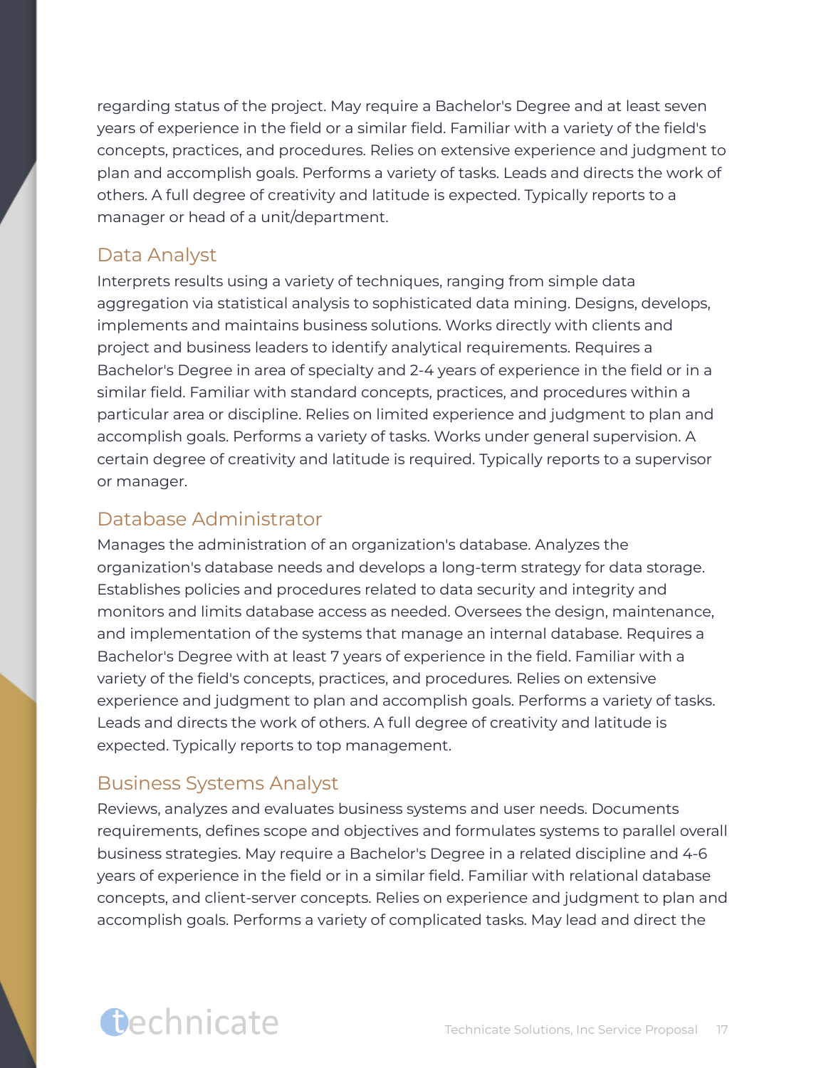regarding status of the project. May require a Bachelor's Degree and at least seven years of experience in the field or a similar field. Familiar with a variety of the field's concepts, practices, and procedures. Relies on extensive experience and judgment to plan and accomplish goals. Performs a variety of tasks. Leads and directs the work of others. A full degree of creativity and latitude is expected. Typically reports to a manager or head of a unit/department.

### Data Analyst

Interprets results using a variety of techniques, ranging from simple data aggregation via statistical analysis to sophisticated data mining. Designs, develops, implements and maintains business solutions. Works directly with clients and project and business leaders to identify analytical requirements. Requires a Bachelor's Degree in area of specialty and 2-4 years of experience in the field or in a similar field. Familiar with standard concepts, practices, and procedures within a particular area or discipline. Relies on limited experience and judgment to plan and accomplish goals. Performs a variety of tasks. Works under general supervision. A certain degree of creativity and latitude is required. Typically reports to a supervisor or manager.

### Database Administrator

Manages the administration of an organization's database. Analyzes the organization's database needs and develops a long-term strategy for data storage. Establishes policies and procedures related to data security and integrity and monitors and limits database access as needed. Oversees the design, maintenance, and implementation of the systems that manage an internal database. Requires a Bachelor's Degree with at least 7 years of experience in the field. Familiar with a variety of the field's concepts, practices, and procedures. Relies on extensive experience and judgment to plan and accomplish goals. Performs a variety of tasks. Leads and directs the work of others. A full degree of creativity and latitude is expected. Typically reports to top management.

### Business Systems Analyst

Reviews, analyzes and evaluates business systems and user needs. Documents requirements, defines scope and objectives and formulates systems to parallel overall business strategies. May require a Bachelor's Degree in a related discipline and 4-6 years of experience in the field or in a similar field. Familiar with relational database concepts, and client-server concepts. Relies on experience and judgment to plan and accomplish goals. Performs a variety of complicated tasks. May lead and direct the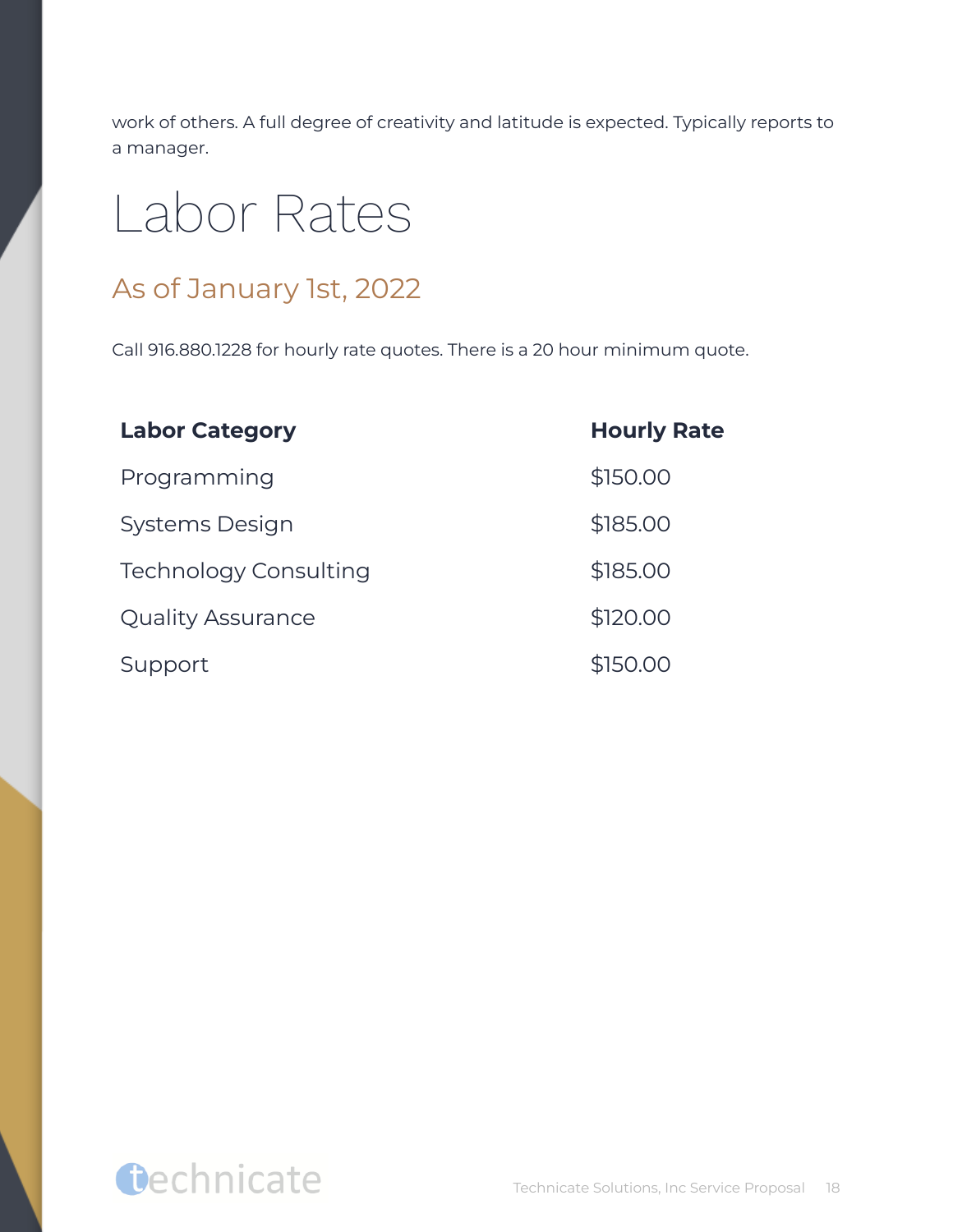work of others. A full degree of creativity and latitude is expected. Typically reports to a manager.

# Labor Rates

## As of January 1st, 2022

Call 916.880.1228 for hourly rate quotes. There is a 20 hour minimum quote.

| Labor Category | Hourly Rate |
| --- | --- |
| Programming | $150.00 |
| Systems Design | $185.00 |
| Technology Consulting | $185.00 |
| Quality Assurance | $120.00 |
| Support | $150.00 |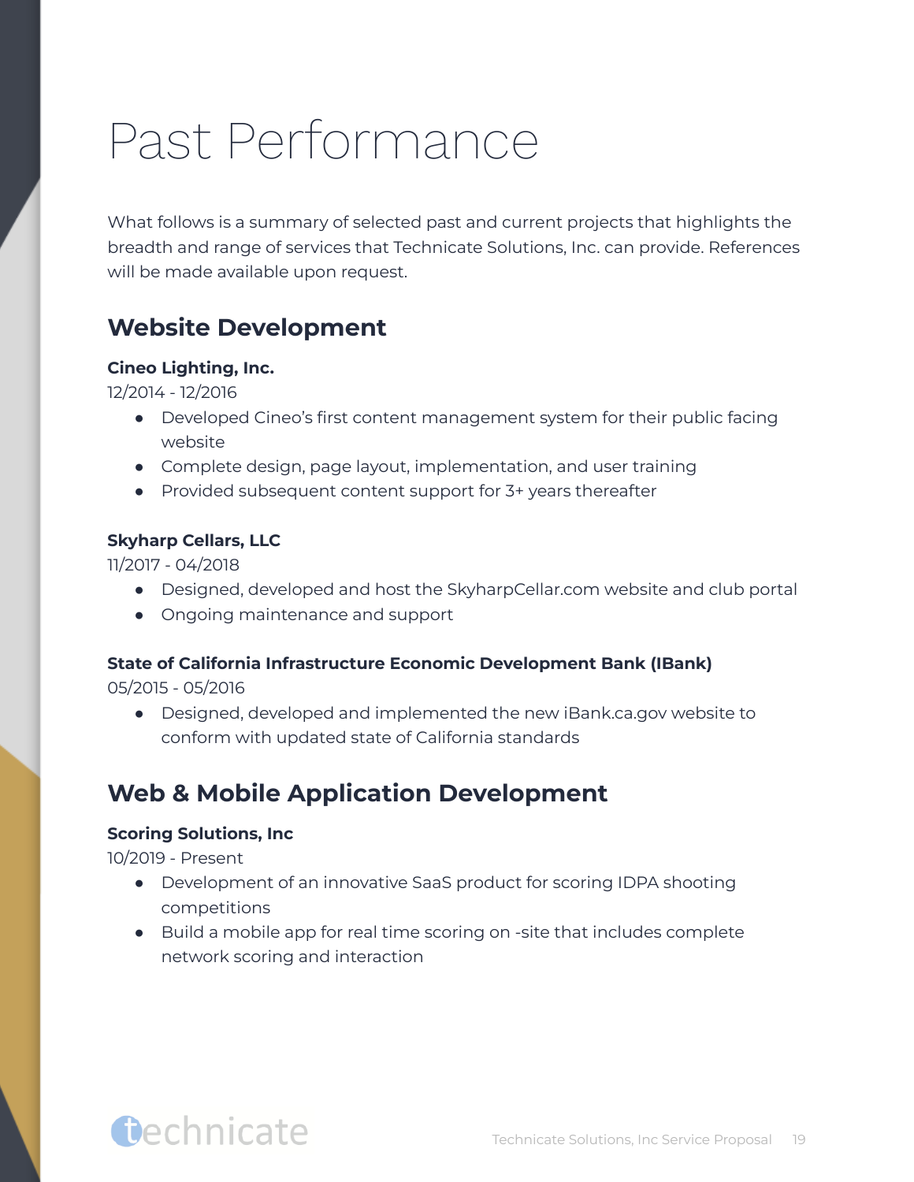# Past Performance

What follows is a summary of selected past and current projects that highlights the breadth and range of services that Technicate Solutions, Inc. can provide. References will be made available upon request.

## Website Development

**Cineo Lighting, Inc.**
12/2014 - 12/2016

- Developed Cineo's first content management system for their public facing website
- Complete design, page layout, implementation, and user training
- Provided subsequent content support for 3+ years thereafter

**Skyharp Cellars, LLC**
11/2017 - 04/2018

- Designed, developed and host the SkyharpCellar.com website and club portal
- Ongoing maintenance and support

**State of California Infrastructure Economic Development Bank (IBank)**
05/2015 - 05/2016

- Designed, developed and implemented the new iBank.ca.gov website to conform with updated state of California standards

## Web & Mobile Application Development

**Scoring Solutions, Inc**
10/2019 - Present

- Development of an innovative SaaS product for scoring IDPA shooting competitions
- Build a mobile app for real time scoring on -site that includes complete network scoring and interaction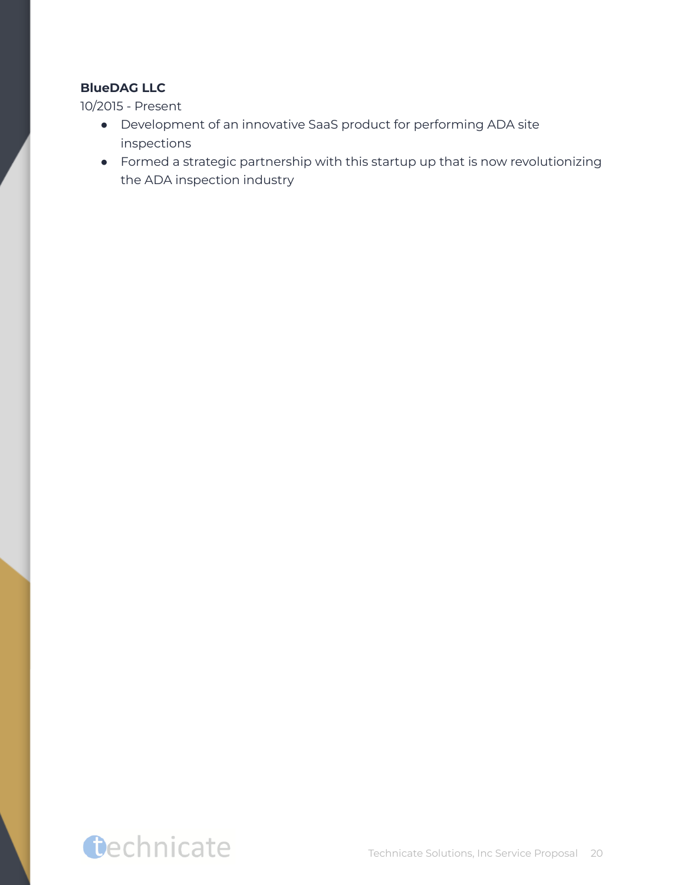**BlueDAG LLC**
10/2015 - Present

- Development of an innovative SaaS product for performing ADA site inspections
- Formed a strategic partnership with this startup up that is now revolutionizing the ADA inspection industry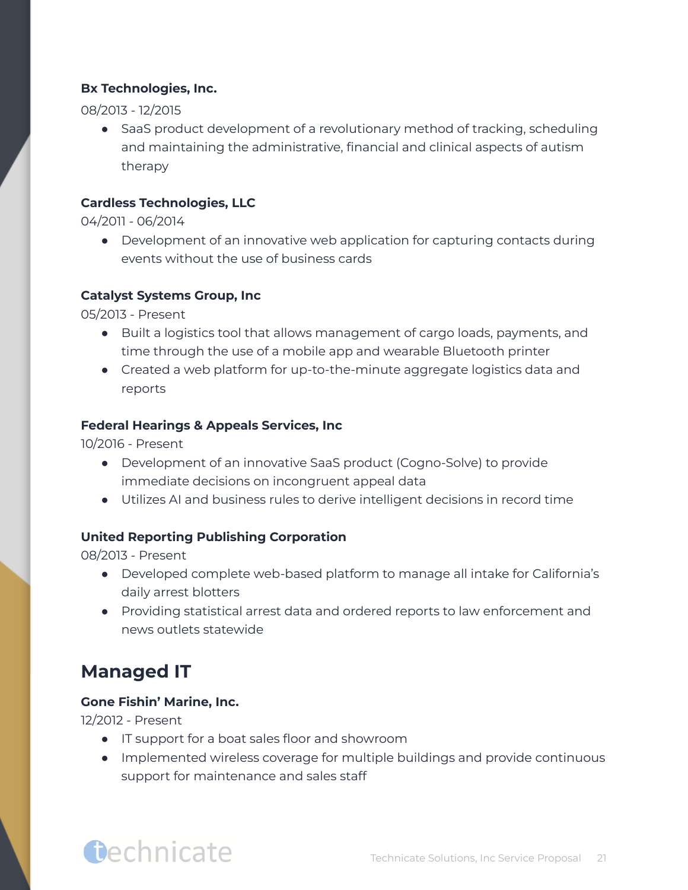**Bx Technologies, Inc.**

08/2013 - 12/2015

- SaaS product development of a revolutionary method of tracking, scheduling and maintaining the administrative, financial and clinical aspects of autism therapy

**Cardless Technologies, LLC**

04/2011 - 06/2014

- Development of an innovative web application for capturing contacts during events without the use of business cards

**Catalyst Systems Group, Inc**

05/2013 - Present

- Built a logistics tool that allows management of cargo loads, payments, and time through the use of a mobile app and wearable Bluetooth printer
- Created a web platform for up-to-the-minute aggregate logistics data and reports

**Federal Hearings & Appeals Services, Inc**

10/2016 - Present

- Development of an innovative SaaS product (Cogno-Solve) to provide immediate decisions on incongruent appeal data
- Utilizes AI and business rules to derive intelligent decisions in record time

**United Reporting Publishing Corporation**

08/2013 - Present

- Developed complete web-based platform to manage all intake for California's daily arrest blotters
- Providing statistical arrest data and ordered reports to law enforcement and news outlets statewide

## Managed IT

**Gone Fishin' Marine, Inc.**

12/2012 - Present

- IT support for a boat sales floor and showroom
- Implemented wireless coverage for multiple buildings and provide continuous support for maintenance and sales staff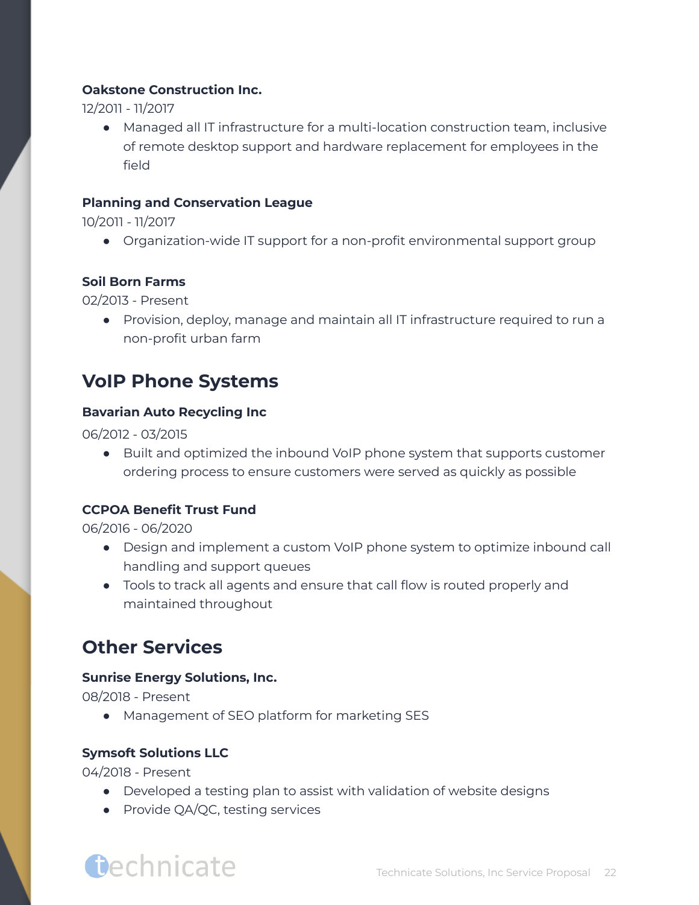**Oakstone Construction Inc.**

12/2011 - 11/2017

- Managed all IT infrastructure for a multi-location construction team, inclusive of remote desktop support and hardware replacement for employees in the field

**Planning and Conservation League**

10/2011 - 11/2017

- Organization-wide IT support for a non-profit environmental support group

**Soil Born Farms**

02/2013 - Present

- Provision, deploy, manage and maintain all IT infrastructure required to run a non-profit urban farm

## VoIP Phone Systems

**Bavarian Auto Recycling Inc**

06/2012 - 03/2015

- Built and optimized the inbound VoIP phone system that supports customer ordering process to ensure customers were served as quickly as possible

**CCPOA Benefit Trust Fund**

06/2016 - 06/2020

- Design and implement a custom VoIP phone system to optimize inbound call handling and support queues
- Tools to track all agents and ensure that call flow is routed properly and maintained throughout

## Other Services

**Sunrise Energy Solutions, Inc.**

08/2018 - Present

- Management of SEO platform for marketing SES

**Symsoft Solutions LLC**

04/2018 - Present

- Developed a testing plan to assist with validation of website designs
- Provide QA/QC, testing services